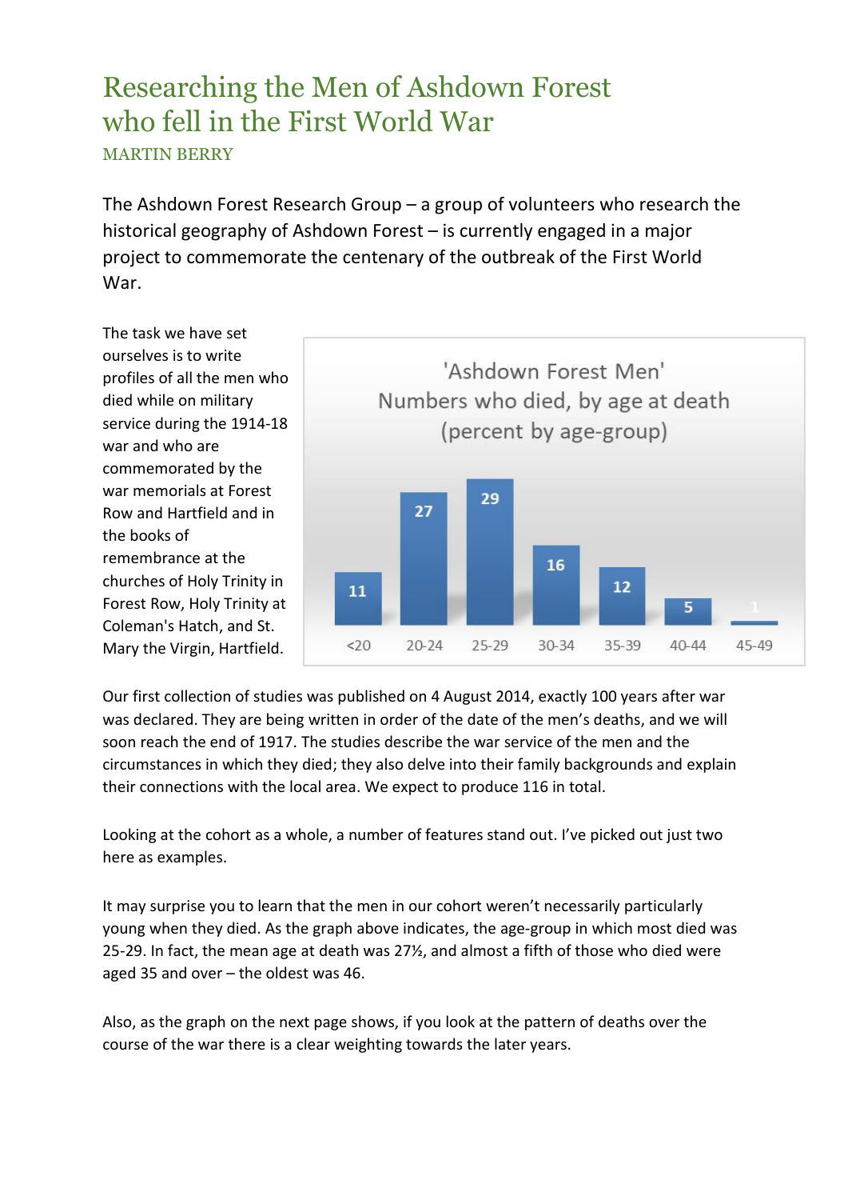# Researching the Men of Ashdown Forest who fell in the First World War

MARTIN BERRY

The Ashdown Forest Research Group – a group of volunteers who research the historical geography of Ashdown Forest – is currently engaged in a major project to commemorate the centenary of the outbreak of the First World War.

The task we have set ourselves is to write profiles of all the men who died while on military service during the 1914-18 war and who are commemorated by the war memorials at Forest Row and Hartfield and in the books of remembrance at the churches of Holy Trinity in Forest Row, Holy Trinity at Coleman's Hatch, and St. Mary the Virgin, Hartfield.

'Ashdown Forest Men'
Numbers who died, by age at death
(percent by age-group)

| <20 | 20-24 | 25-29 | 30-34 | 35-39 | 40-44 | 45-49 |
|---|---|---|---|---|---|---|
| 11 | 27 | 29 | 16 | 12 | 5 | 1 |

Our first collection of studies was published on 4 August 2014, exactly 100 years after war was declared. They are being written in order of the date of the men's deaths, and we will soon reach the end of 1917. The studies describe the war service of the men and the circumstances in which they died; they also delve into their family backgrounds and explain their connections with the local area. We expect to produce 116 in total.

Looking at the cohort as a whole, a number of features stand out. I've picked out just two here as examples.

It may surprise you to learn that the men in our cohort weren't necessarily particularly young when they died. As the graph above indicates, the age-group in which most died was 25-29. In fact, the mean age at death was 27½, and almost a fifth of those who died were aged 35 and over – the oldest was 46.

Also, as the graph on the next page shows, if you look at the pattern of deaths over the course of the war there is a clear weighting towards the later years.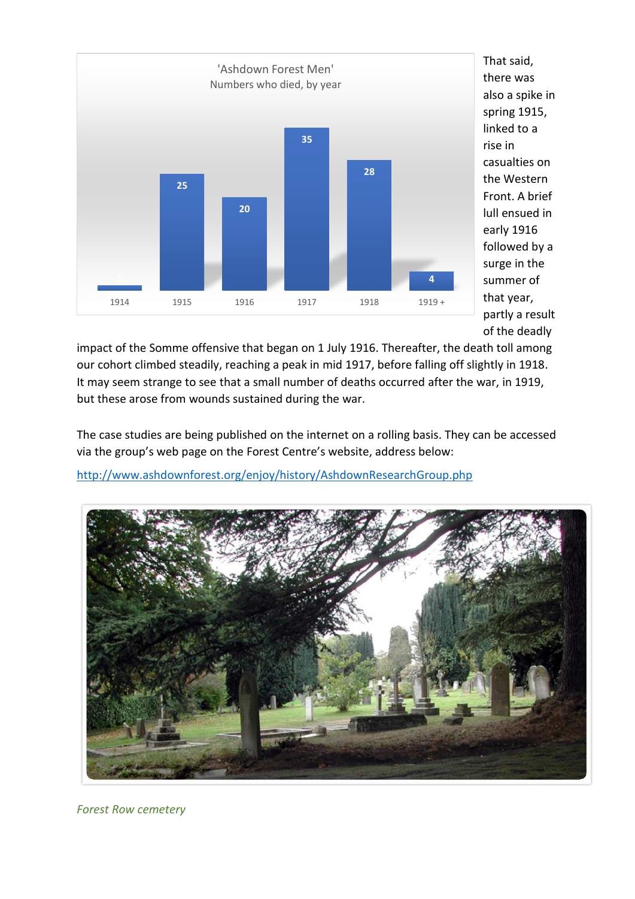'Ashdown Forest Men'
Numbers who died, by year

25
20
35
28
4

1914
1915
1916
1917
1918
1919 +

That said, there was also a spike in spring 1915, linked to a rise in casualties on the Western Front. A brief lull ensued in early 1916 followed by a surge in the summer of that year, partly a result of the deadly impact of the Somme offensive that began on 1 July 1916. Thereafter, the death toll among our cohort climbed steadily, reaching a peak in mid 1917, before falling off slightly in 1918. It may seem strange to see that a small number of deaths occurred after the war, in 1919, but these arose from wounds sustained during the war.

The case studies are being published on the internet on a rolling basis. They can be accessed via the group's web page on the Forest Centre's website, address below:

http://www.ashdownforest.org/enjoy/history/AshdownResearchGroup.php

*Forest Row cemetery*